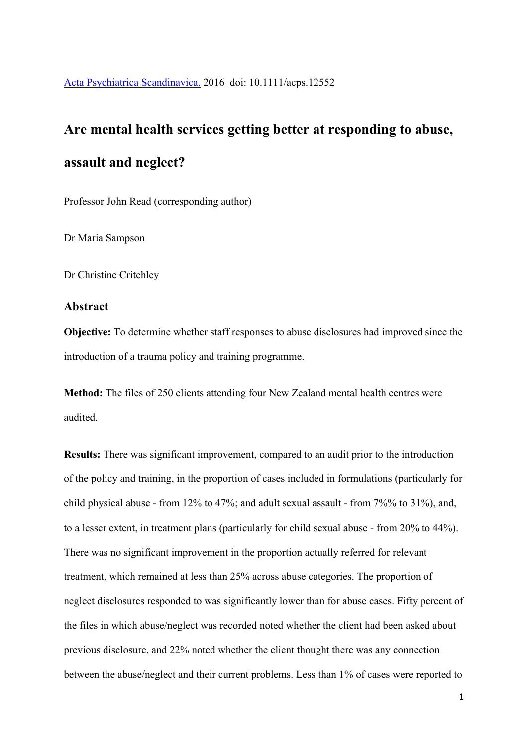Acta Psychiatrica Scandinavica. 2016 doi: 10.1111/acps.12552

# Are mental health services getting better at responding to abuse, assault and neglect?

Professor John Read (corresponding author)

Dr Maria Sampson

Dr Christine Critchley

## Abstract

**Objective:** To determine whether staff responses to abuse disclosures had improved since the introduction of a trauma policy and training programme.

**Method:** The files of 250 clients attending four New Zealand mental health centres were audited.

**Results:** There was significant improvement, compared to an audit prior to the introduction of the policy and training, in the proportion of cases included in formulations (particularly for child physical abuse - from 12% to 47%; and adult sexual assault - from 7%% to 31%), and, to a lesser extent, in treatment plans (particularly for child sexual abuse - from 20% to 44%). There was no significant improvement in the proportion actually referred for relevant treatment, which remained at less than 25% across abuse categories. The proportion of neglect disclosures responded to was significantly lower than for abuse cases. Fifty percent of the files in which abuse/neglect was recorded noted whether the client had been asked about previous disclosure, and 22% noted whether the client thought there was any connection between the abuse/neglect and their current problems. Less than 1% of cases were reported to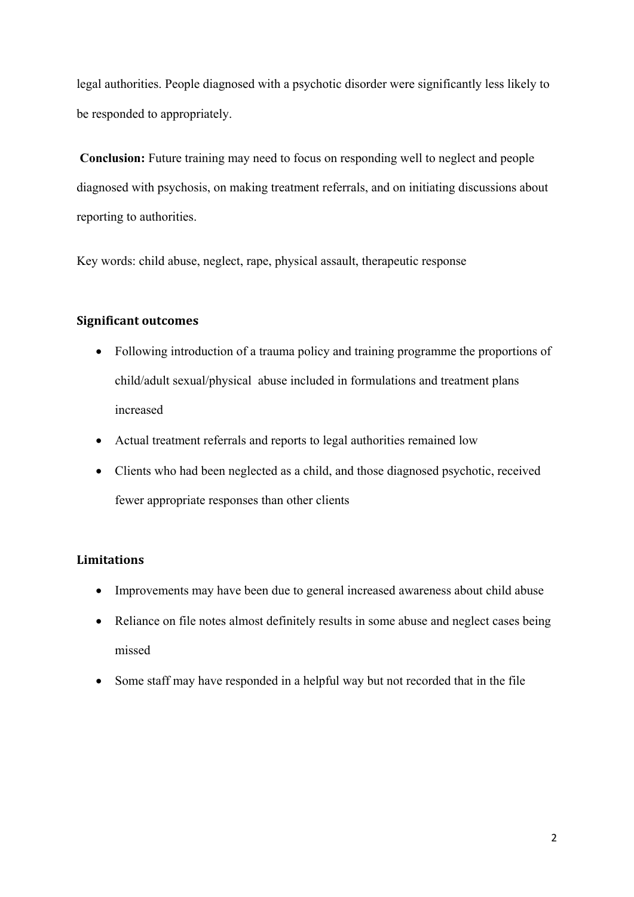legal authorities. People diagnosed with a psychotic disorder were significantly less likely to be responded to appropriately.

**Conclusion:** Future training may need to focus on responding well to neglect and people diagnosed with psychosis, on making treatment referrals, and on initiating discussions about reporting to authorities.

Key words: child abuse, neglect, rape, physical assault, therapeutic response

## Significant outcomes

- Following introduction of a trauma policy and training programme the proportions of child/adult sexual/physical abuse included in formulations and treatment plans increased
- Actual treatment referrals and reports to legal authorities remained low
- Clients who had been neglected as a child, and those diagnosed psychotic, received fewer appropriate responses than other clients

## Limitations

- Improvements may have been due to general increased awareness about child abuse
- Reliance on file notes almost definitely results in some abuse and neglect cases being missed
- Some staff may have responded in a helpful way but not recorded that in the file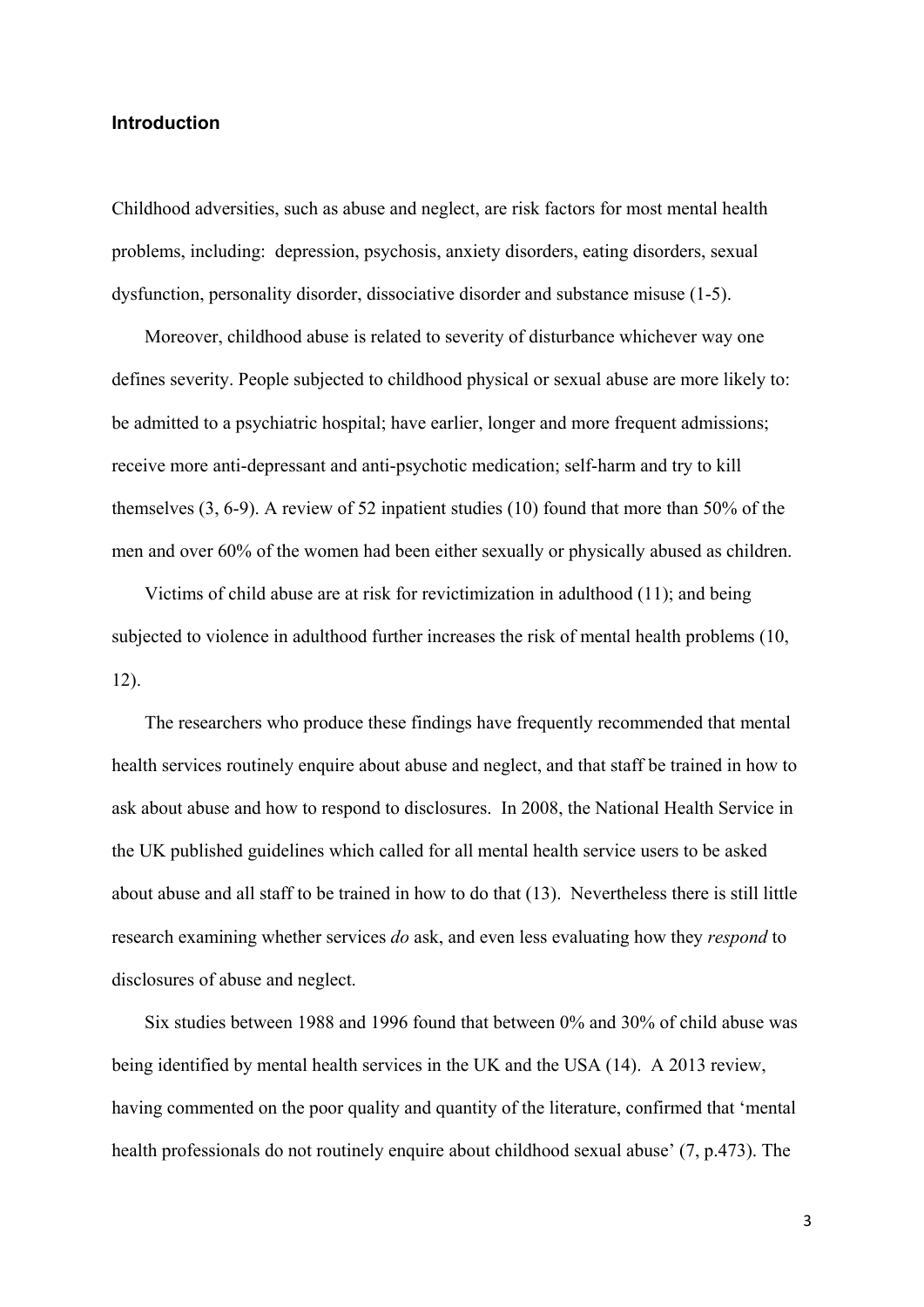## Introduction

Childhood adversities, such as abuse and neglect, are risk factors for most mental health problems, including: depression, psychosis, anxiety disorders, eating disorders, sexual dysfunction, personality disorder, dissociative disorder and substance misuse (1-5).

Moreover, childhood abuse is related to severity of disturbance whichever way one defines severity. People subjected to childhood physical or sexual abuse are more likely to: be admitted to a psychiatric hospital; have earlier, longer and more frequent admissions; receive more anti-depressant and anti-psychotic medication; self-harm and try to kill themselves (3, 6-9). A review of 52 inpatient studies (10) found that more than 50% of the men and over 60% of the women had been either sexually or physically abused as children.

Victims of child abuse are at risk for revictimization in adulthood (11); and being subjected to violence in adulthood further increases the risk of mental health problems (10, 12).

The researchers who produce these findings have frequently recommended that mental health services routinely enquire about abuse and neglect, and that staff be trained in how to ask about abuse and how to respond to disclosures. In 2008, the National Health Service in the UK published guidelines which called for all mental health service users to be asked about abuse and all staff to be trained in how to do that (13). Nevertheless there is still little research examining whether services *do* ask, and even less evaluating how they *respond* to disclosures of abuse and neglect.

Six studies between 1988 and 1996 found that between 0% and 30% of child abuse was being identified by mental health services in the UK and the USA (14). A 2013 review, having commented on the poor quality and quantity of the literature, confirmed that 'mental health professionals do not routinely enquire about childhood sexual abuse' (7, p.473). The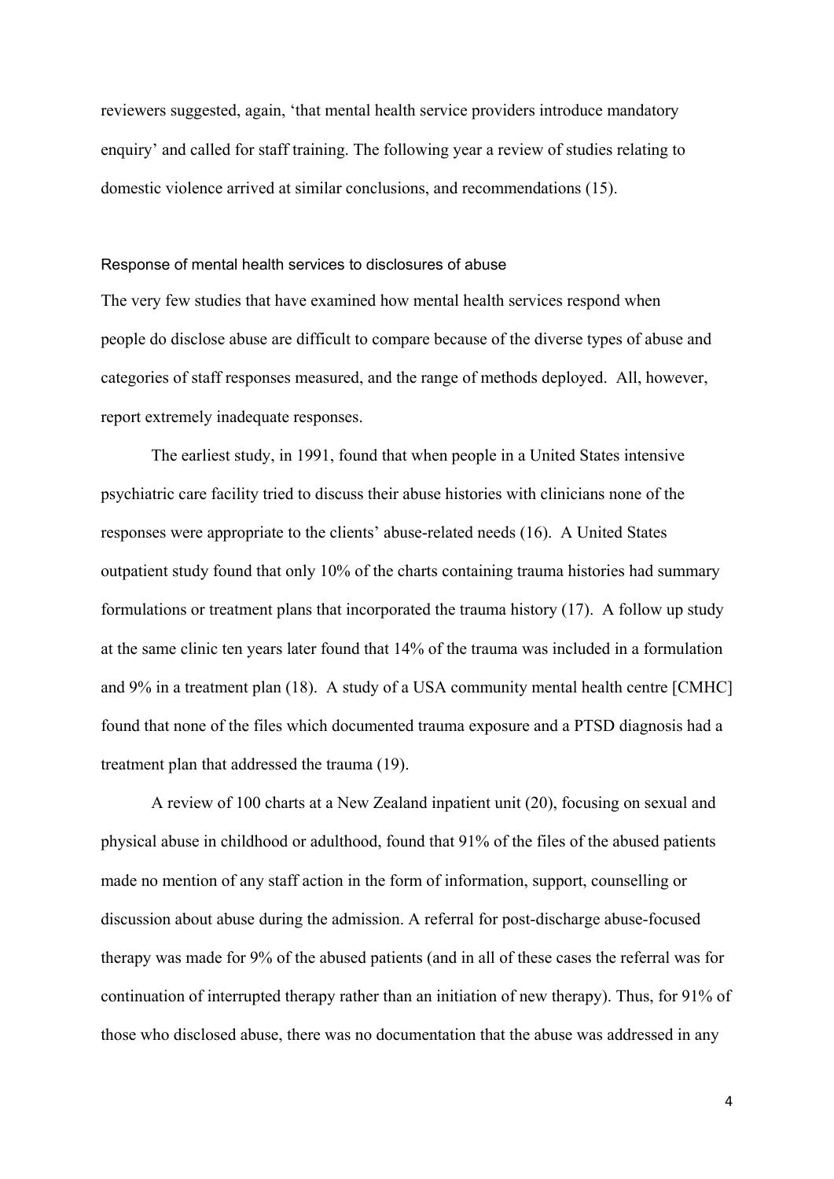reviewers suggested, again, 'that mental health service providers introduce mandatory enquiry' and called for staff training. The following year a review of studies relating to domestic violence arrived at similar conclusions, and recommendations (15).

### Response of mental health services to disclosures of abuse

The very few studies that have examined how mental health services respond when people do disclose abuse are difficult to compare because of the diverse types of abuse and categories of staff responses measured, and the range of methods deployed. All, however, report extremely inadequate responses.

The earliest study, in 1991, found that when people in a United States intensive psychiatric care facility tried to discuss their abuse histories with clinicians none of the responses were appropriate to the clients' abuse-related needs (16). A United States outpatient study found that only 10% of the charts containing trauma histories had summary formulations or treatment plans that incorporated the trauma history (17). A follow up study at the same clinic ten years later found that 14% of the trauma was included in a formulation and 9% in a treatment plan (18). A study of a USA community mental health centre [CMHC] found that none of the files which documented trauma exposure and a PTSD diagnosis had a treatment plan that addressed the trauma (19).

A review of 100 charts at a New Zealand inpatient unit (20), focusing on sexual and physical abuse in childhood or adulthood, found that 91% of the files of the abused patients made no mention of any staff action in the form of information, support, counselling or discussion about abuse during the admission. A referral for post-discharge abuse-focused therapy was made for 9% of the abused patients (and in all of these cases the referral was for continuation of interrupted therapy rather than an initiation of new therapy). Thus, for 91% of those who disclosed abuse, there was no documentation that the abuse was addressed in any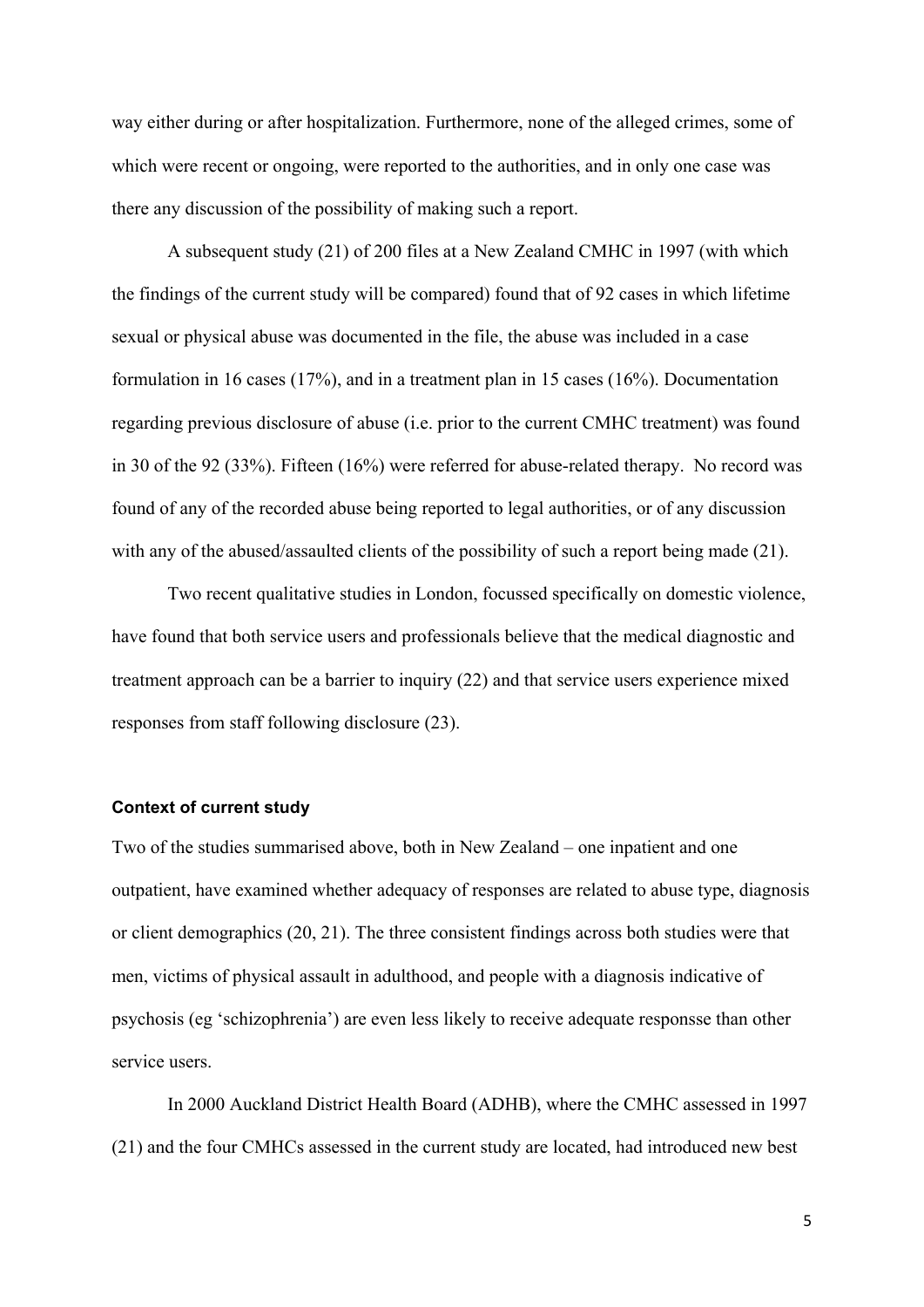way either during or after hospitalization. Furthermore, none of the alleged crimes, some of which were recent or ongoing, were reported to the authorities, and in only one case was there any discussion of the possibility of making such a report.

A subsequent study (21) of 200 files at a New Zealand CMHC in 1997 (with which the findings of the current study will be compared) found that of 92 cases in which lifetime sexual or physical abuse was documented in the file, the abuse was included in a case formulation in 16 cases (17%), and in a treatment plan in 15 cases (16%). Documentation regarding previous disclosure of abuse (i.e. prior to the current CMHC treatment) was found in 30 of the 92 (33%). Fifteen (16%) were referred for abuse-related therapy. No record was found of any of the recorded abuse being reported to legal authorities, or of any discussion with any of the abused/assaulted clients of the possibility of such a report being made (21).

Two recent qualitative studies in London, focussed specifically on domestic violence, have found that both service users and professionals believe that the medical diagnostic and treatment approach can be a barrier to inquiry (22) and that service users experience mixed responses from staff following disclosure (23).

#### Context of current study

Two of the studies summarised above, both in New Zealand – one inpatient and one outpatient, have examined whether adequacy of responses are related to abuse type, diagnosis or client demographics (20, 21). The three consistent findings across both studies were that men, victims of physical assault in adulthood, and people with a diagnosis indicative of psychosis (eg 'schizophrenia') are even less likely to receive adequate responsse than other service users.

In 2000 Auckland District Health Board (ADHB), where the CMHC assessed in 1997 (21) and the four CMHCs assessed in the current study are located, had introduced new best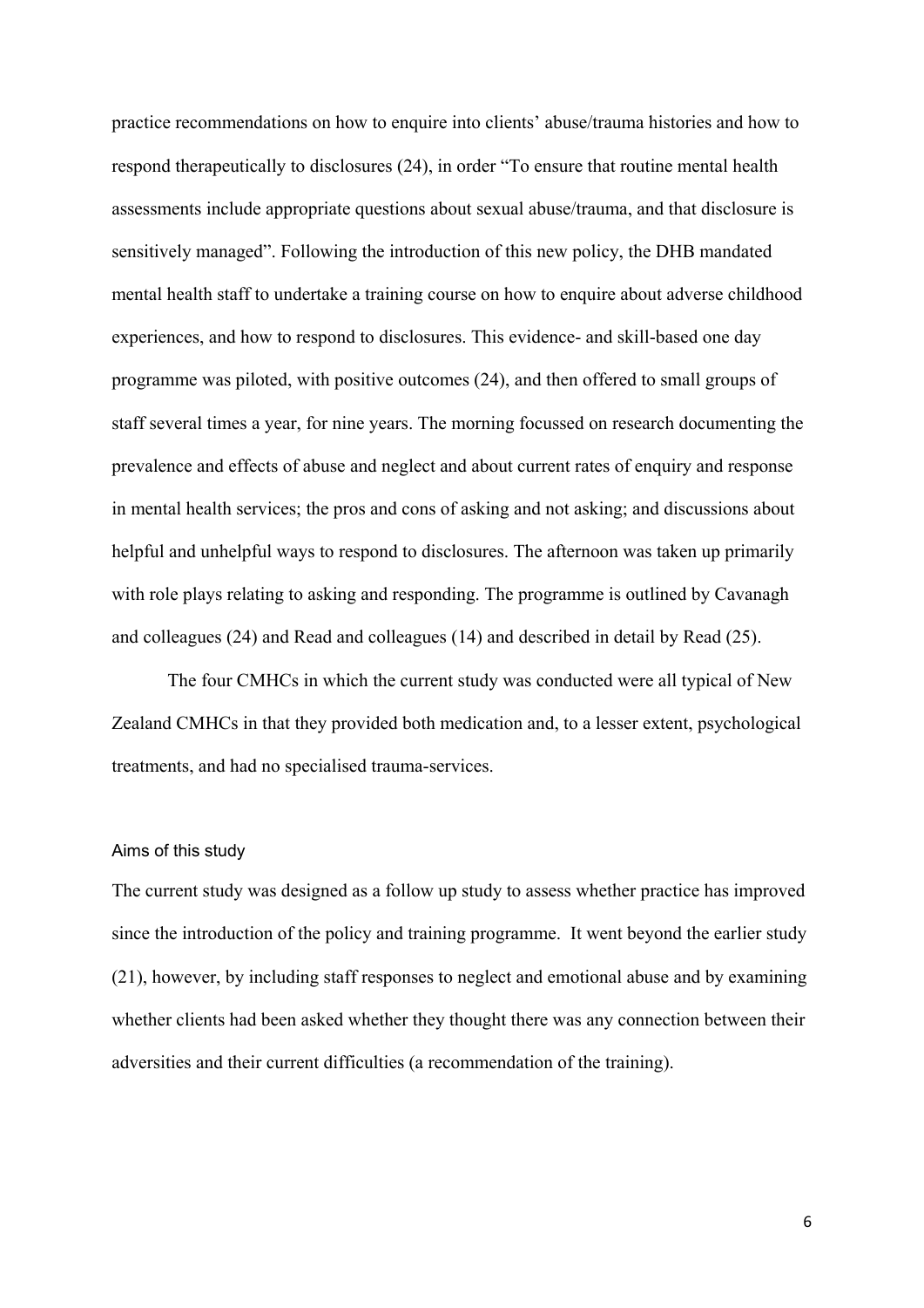practice recommendations on how to enquire into clients' abuse/trauma histories and how to respond therapeutically to disclosures (24), in order "To ensure that routine mental health assessments include appropriate questions about sexual abuse/trauma, and that disclosure is sensitively managed". Following the introduction of this new policy, the DHB mandated mental health staff to undertake a training course on how to enquire about adverse childhood experiences, and how to respond to disclosures. This evidence- and skill-based one day programme was piloted, with positive outcomes (24), and then offered to small groups of staff several times a year, for nine years. The morning focussed on research documenting the prevalence and effects of abuse and neglect and about current rates of enquiry and response in mental health services; the pros and cons of asking and not asking; and discussions about helpful and unhelpful ways to respond to disclosures. The afternoon was taken up primarily with role plays relating to asking and responding. The programme is outlined by Cavanagh and colleagues (24) and Read and colleagues (14) and described in detail by Read (25).

The four CMHCs in which the current study was conducted were all typical of New Zealand CMHCs in that they provided both medication and, to a lesser extent, psychological treatments, and had no specialised trauma-services.

## Aims of this study

The current study was designed as a follow up study to assess whether practice has improved since the introduction of the policy and training programme. It went beyond the earlier study (21), however, by including staff responses to neglect and emotional abuse and by examining whether clients had been asked whether they thought there was any connection between their adversities and their current difficulties (a recommendation of the training).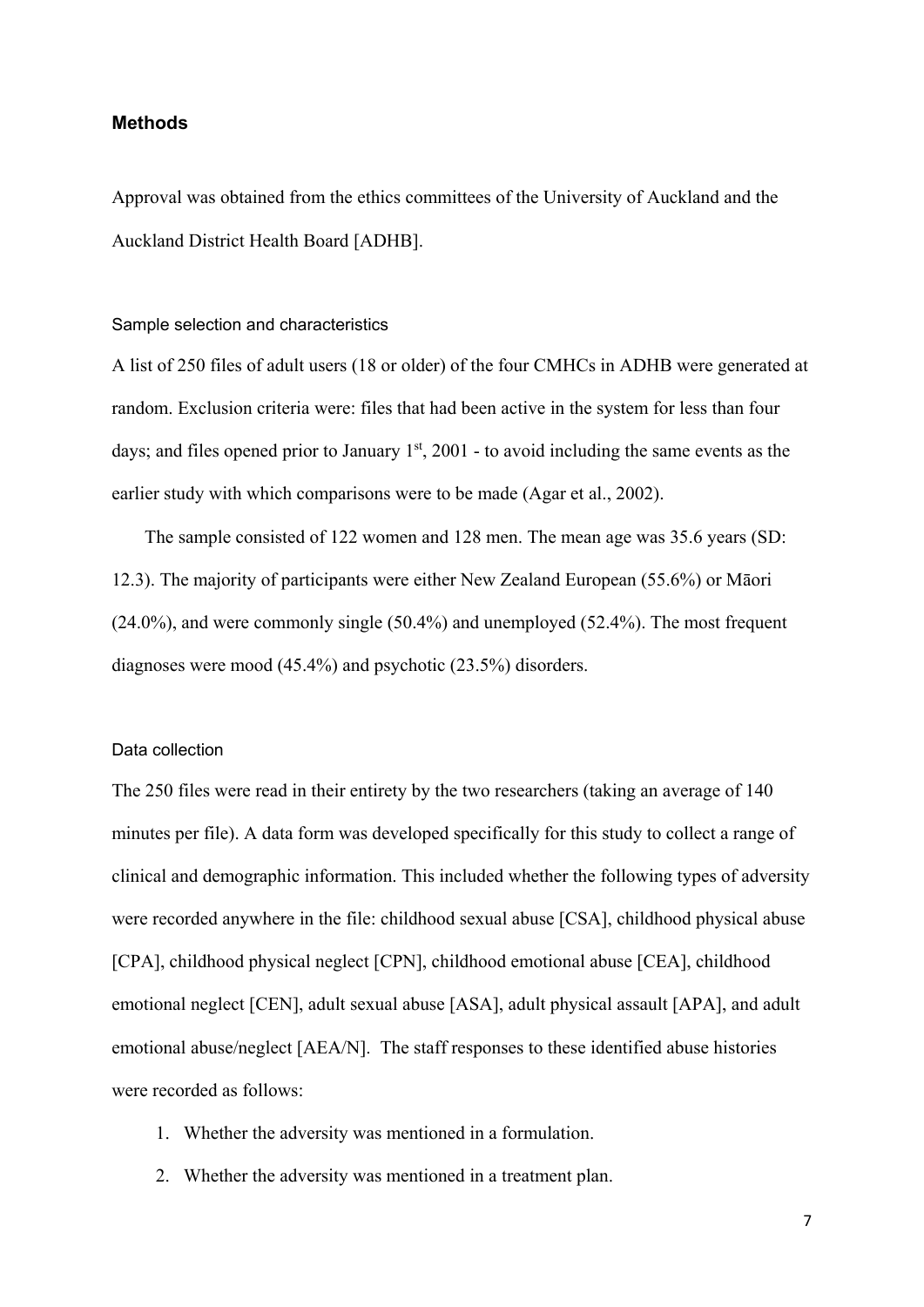## Methods

Approval was obtained from the ethics committees of the University of Auckland and the Auckland District Health Board [ADHB].

### Sample selection and characteristics

A list of 250 files of adult users (18 or older) of the four CMHCs in ADHB were generated at random. Exclusion criteria were: files that had been active in the system for less than four days; and files opened prior to January 1st, 2001 - to avoid including the same events as the earlier study with which comparisons were to be made (Agar et al., 2002).

The sample consisted of 122 women and 128 men. The mean age was 35.6 years (SD: 12.3). The majority of participants were either New Zealand European (55.6%) or Māori (24.0%), and were commonly single (50.4%) and unemployed (52.4%). The most frequent diagnoses were mood (45.4%) and psychotic (23.5%) disorders.

### Data collection

The 250 files were read in their entirety by the two researchers (taking an average of 140 minutes per file). A data form was developed specifically for this study to collect a range of clinical and demographic information. This included whether the following types of adversity were recorded anywhere in the file: childhood sexual abuse [CSA], childhood physical abuse [CPA], childhood physical neglect [CPN], childhood emotional abuse [CEA], childhood emotional neglect [CEN], adult sexual abuse [ASA], adult physical assault [APA], and adult emotional abuse/neglect [AEA/N]. The staff responses to these identified abuse histories were recorded as follows:

1. Whether the adversity was mentioned in a formulation.
2. Whether the adversity was mentioned in a treatment plan.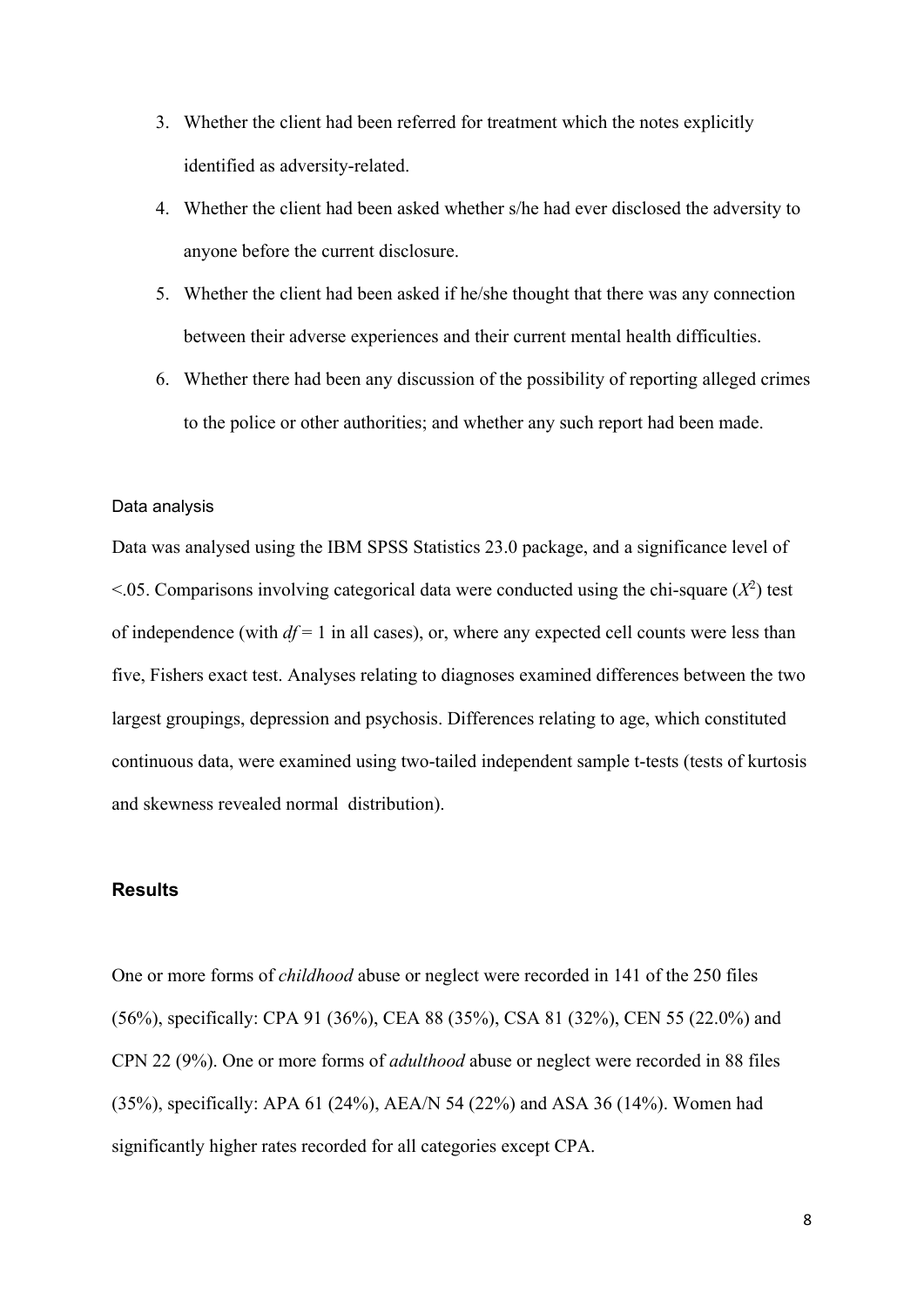3. Whether the client had been referred for treatment which the notes explicitly identified as adversity-related.
4. Whether the client had been asked whether s/he had ever disclosed the adversity to anyone before the current disclosure.
5. Whether the client had been asked if he/she thought that there was any connection between their adverse experiences and their current mental health difficulties.
6. Whether there had been any discussion of the possibility of reporting alleged crimes to the police or other authorities; and whether any such report had been made.

### Data analysis

Data was analysed using the IBM SPSS Statistics 23.0 package, and a significance level of <.05. Comparisons involving categorical data were conducted using the chi-square ($X^2$) test of independence (with $df = 1$ in all cases), or, where any expected cell counts were less than five, Fishers exact test. Analyses relating to diagnoses examined differences between the two largest groupings, depression and psychosis. Differences relating to age, which constituted continuous data, were examined using two-tailed independent sample t-tests (tests of kurtosis and skewness revealed normal distribution).

## Results

One or more forms of *childhood* abuse or neglect were recorded in 141 of the 250 files (56%), specifically: CPA 91 (36%), CEA 88 (35%), CSA 81 (32%), CEN 55 (22.0%) and CPN 22 (9%). One or more forms of *adulthood* abuse or neglect were recorded in 88 files (35%), specifically: APA 61 (24%), AEA/N 54 (22%) and ASA 36 (14%). Women had significantly higher rates recorded for all categories except CPA.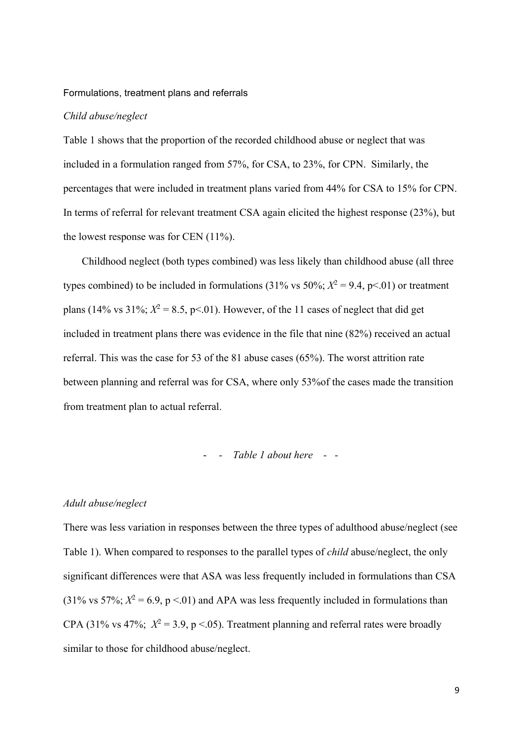## Formulations, treatment plans and referrals

### *Child abuse/neglect*

Table 1 shows that the proportion of the recorded childhood abuse or neglect that was included in a formulation ranged from 57%, for CSA, to 23%, for CPN. Similarly, the percentages that were included in treatment plans varied from 44% for CSA to 15% for CPN. In terms of referral for relevant treatment CSA again elicited the highest response (23%), but the lowest response was for CEN (11%).

Childhood neglect (both types combined) was less likely than childhood abuse (all three types combined) to be included in formulations (31% vs 50%; $X^2 = 9.4$, $p<.01$) or treatment plans (14% vs 31%; $X^2 = 8.5$, $p<.01$). However, of the 11 cases of neglect that did get included in treatment plans there was evidence in the file that nine (82%) received an actual referral. This was the case for 53 of the 81 abuse cases (65%). The worst attrition rate between planning and referral was for CSA, where only 53%of the cases made the transition from treatment plan to actual referral.

- - *Table 1 about here* - -

### *Adult abuse/neglect*

There was less variation in responses between the three types of adulthood abuse/neglect (see Table 1). When compared to responses to the parallel types of *child* abuse/neglect, the only significant differences were that ASA was less frequently included in formulations than CSA (31% vs 57%; $X^2 = 6.9$, $p <.01$) and APA was less frequently included in formulations than CPA (31% vs 47%; $X^2 = 3.9$, $p <.05$). Treatment planning and referral rates were broadly similar to those for childhood abuse/neglect.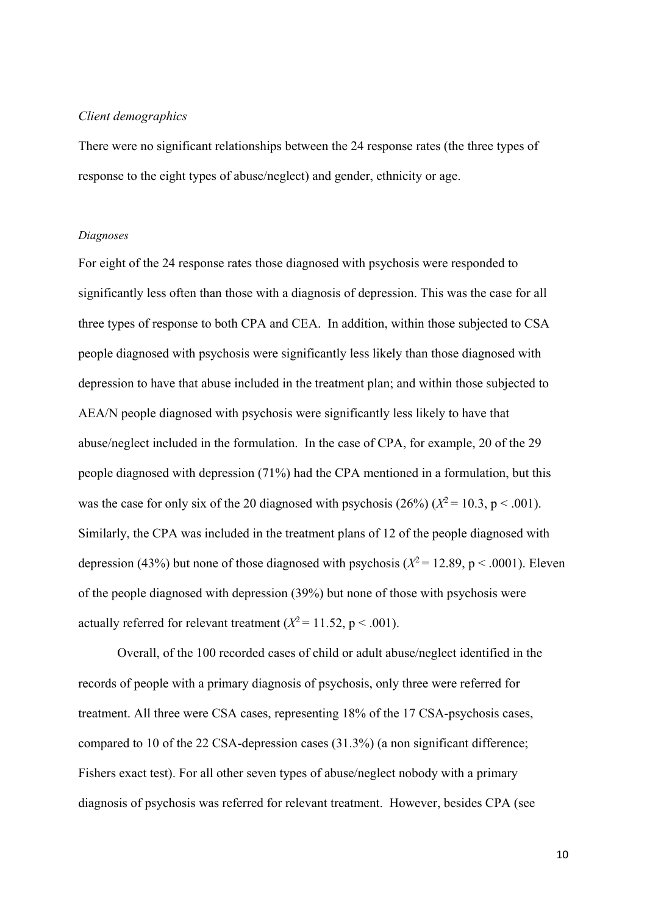*Client demographics*

There were no significant relationships between the 24 response rates (the three types of response to the eight types of abuse/neglect) and gender, ethnicity or age.

*Diagnoses*

For eight of the 24 response rates those diagnosed with psychosis were responded to significantly less often than those with a diagnosis of depression. This was the case for all three types of response to both CPA and CEA. In addition, within those subjected to CSA people diagnosed with psychosis were significantly less likely than those diagnosed with depression to have that abuse included in the treatment plan; and within those subjected to AEA/N people diagnosed with psychosis were significantly less likely to have that abuse/neglect included in the formulation. In the case of CPA, for example, 20 of the 29 people diagnosed with depression (71%) had the CPA mentioned in a formulation, but this was the case for only six of the 20 diagnosed with psychosis (26%) ($X^2 = 10.3$, $p < .001$). Similarly, the CPA was included in the treatment plans of 12 of the people diagnosed with depression (43%) but none of those diagnosed with psychosis ($X^2 = 12.89$, $p < .0001$). Eleven of the people diagnosed with depression (39%) but none of those with psychosis were actually referred for relevant treatment ($X^2 = 11.52$, $p < .001$).

Overall, of the 100 recorded cases of child or adult abuse/neglect identified in the records of people with a primary diagnosis of psychosis, only three were referred for treatment. All three were CSA cases, representing 18% of the 17 CSA-psychosis cases, compared to 10 of the 22 CSA-depression cases (31.3%) (a non significant difference; Fishers exact test). For all other seven types of abuse/neglect nobody with a primary diagnosis of psychosis was referred for relevant treatment. However, besides CPA (see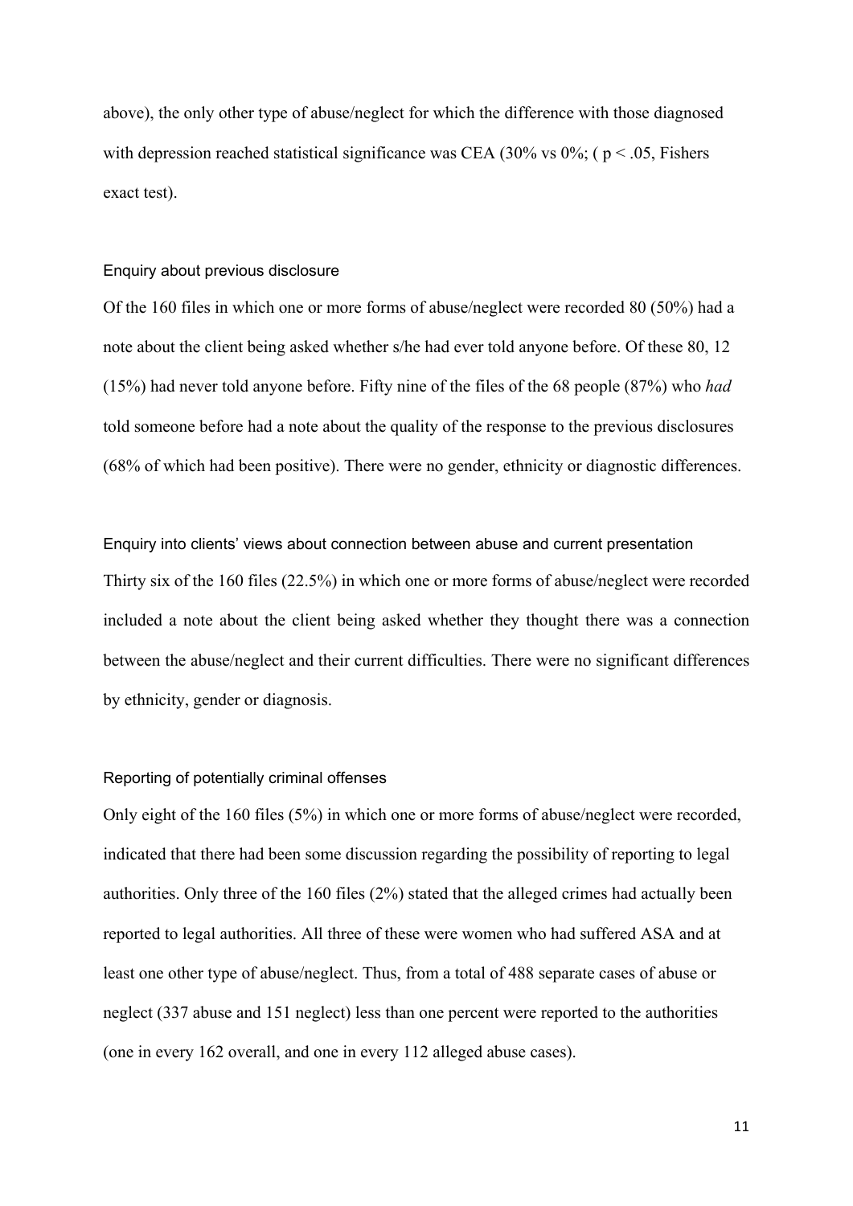above), the only other type of abuse/neglect for which the difference with those diagnosed with depression reached statistical significance was CEA (30% vs 0%; ( $p < .05$, Fishers exact test).

### Enquiry about previous disclosure

Of the 160 files in which one or more forms of abuse/neglect were recorded 80 (50%) had a note about the client being asked whether s/he had ever told anyone before. Of these 80, 12 (15%) had never told anyone before. Fifty nine of the files of the 68 people (87%) who *had* told someone before had a note about the quality of the response to the previous disclosures (68% of which had been positive). There were no gender, ethnicity or diagnostic differences.

### Enquiry into clients' views about connection between abuse and current presentation

Thirty six of the 160 files (22.5%) in which one or more forms of abuse/neglect were recorded included a note about the client being asked whether they thought there was a connection between the abuse/neglect and their current difficulties. There were no significant differences by ethnicity, gender or diagnosis.

### Reporting of potentially criminal offenses

Only eight of the 160 files (5%) in which one or more forms of abuse/neglect were recorded, indicated that there had been some discussion regarding the possibility of reporting to legal authorities. Only three of the 160 files (2%) stated that the alleged crimes had actually been reported to legal authorities. All three of these were women who had suffered ASA and at least one other type of abuse/neglect. Thus, from a total of 488 separate cases of abuse or neglect (337 abuse and 151 neglect) less than one percent were reported to the authorities (one in every 162 overall, and one in every 112 alleged abuse cases).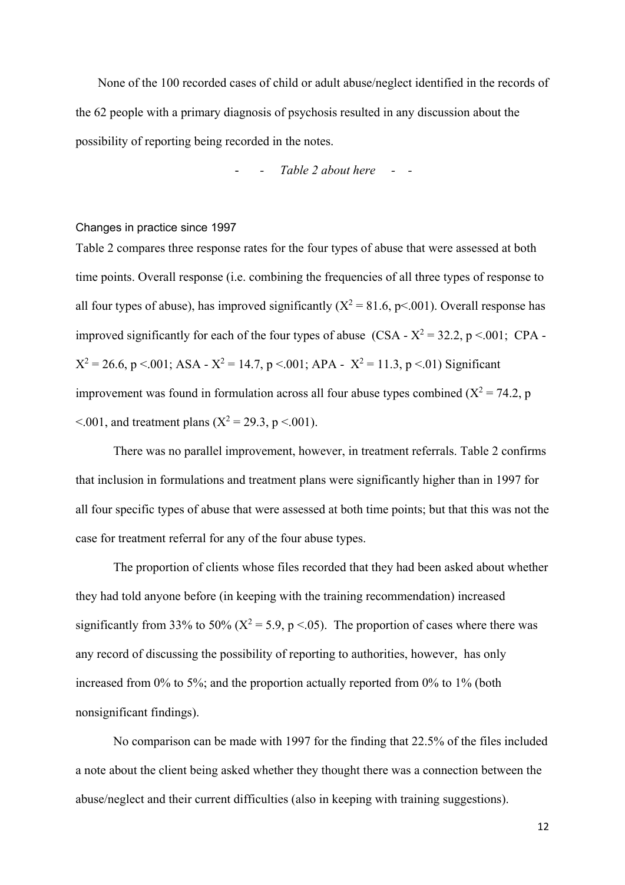None of the 100 recorded cases of child or adult abuse/neglect identified in the records of the 62 people with a primary diagnosis of psychosis resulted in any discussion about the possibility of reporting being recorded in the notes.

\- - *Table 2 about here* - -

## Changes in practice since 1997

Table 2 compares three response rates for the four types of abuse that were assessed at both time points. Overall response (i.e. combining the frequencies of all three types of response to all four types of abuse), has improved significantly ($X^2 = 81.6$, $p<.001$). Overall response has improved significantly for each of the four types of abuse (CSA - $X^2 = 32.2$, $p <.001$; CPA - $X^2 = 26.6$, $p <.001$; ASA - $X^2 = 14.7$, $p <.001$; APA - $X^2 = 11.3$, $p <.01$) Significant improvement was found in formulation across all four abuse types combined ($X^2 = 74.2$, $p <.001$, and treatment plans ($X^2 = 29.3$, $p <.001$).

There was no parallel improvement, however, in treatment referrals. Table 2 confirms that inclusion in formulations and treatment plans were significantly higher than in 1997 for all four specific types of abuse that were assessed at both time points; but that this was not the case for treatment referral for any of the four abuse types.

The proportion of clients whose files recorded that they had been asked about whether they had told anyone before (in keeping with the training recommendation) increased significantly from 33% to 50% ($X^2 = 5.9$, $p <.05$). The proportion of cases where there was any record of discussing the possibility of reporting to authorities, however, has only increased from 0% to 5%; and the proportion actually reported from 0% to 1% (both nonsignificant findings).

No comparison can be made with 1997 for the finding that 22.5% of the files included a note about the client being asked whether they thought there was a connection between the abuse/neglect and their current difficulties (also in keeping with training suggestions).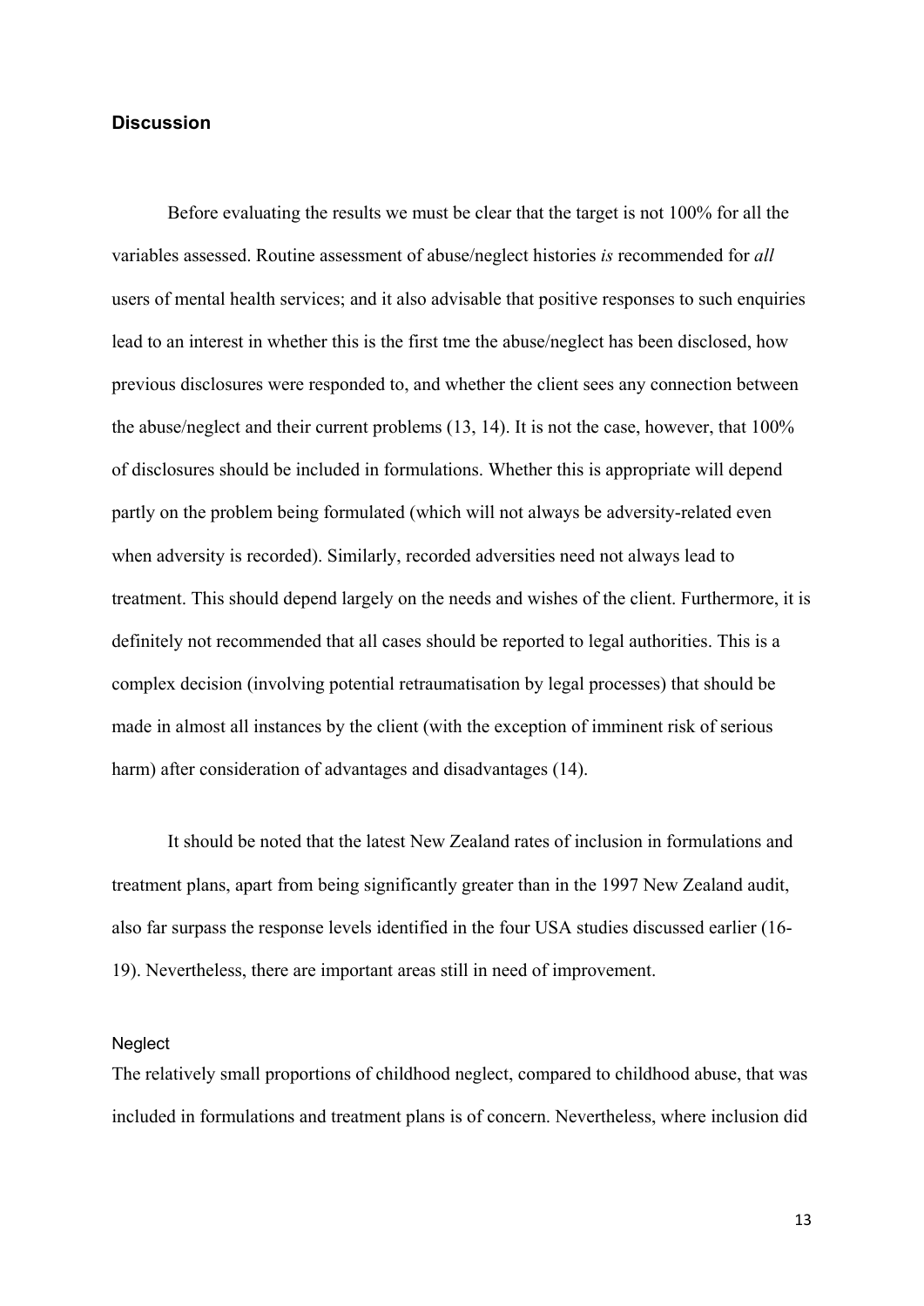## Discussion

Before evaluating the results we must be clear that the target is not 100% for all the variables assessed. Routine assessment of abuse/neglect histories *is* recommended for *all* users of mental health services; and it also advisable that positive responses to such enquiries lead to an interest in whether this is the first tme the abuse/neglect has been disclosed, how previous disclosures were responded to, and whether the client sees any connection between the abuse/neglect and their current problems (13, 14). It is not the case, however, that 100% of disclosures should be included in formulations. Whether this is appropriate will depend partly on the problem being formulated (which will not always be adversity-related even when adversity is recorded). Similarly, recorded adversities need not always lead to treatment. This should depend largely on the needs and wishes of the client. Furthermore, it is definitely not recommended that all cases should be reported to legal authorities. This is a complex decision (involving potential retraumatisation by legal processes) that should be made in almost all instances by the client (with the exception of imminent risk of serious harm) after consideration of advantages and disadvantages (14).

It should be noted that the latest New Zealand rates of inclusion in formulations and treatment plans, apart from being significantly greater than in the 1997 New Zealand audit, also far surpass the response levels identified in the four USA studies discussed earlier (16-19). Nevertheless, there are important areas still in need of improvement.

### Neglect

The relatively small proportions of childhood neglect, compared to childhood abuse, that was included in formulations and treatment plans is of concern. Nevertheless, where inclusion did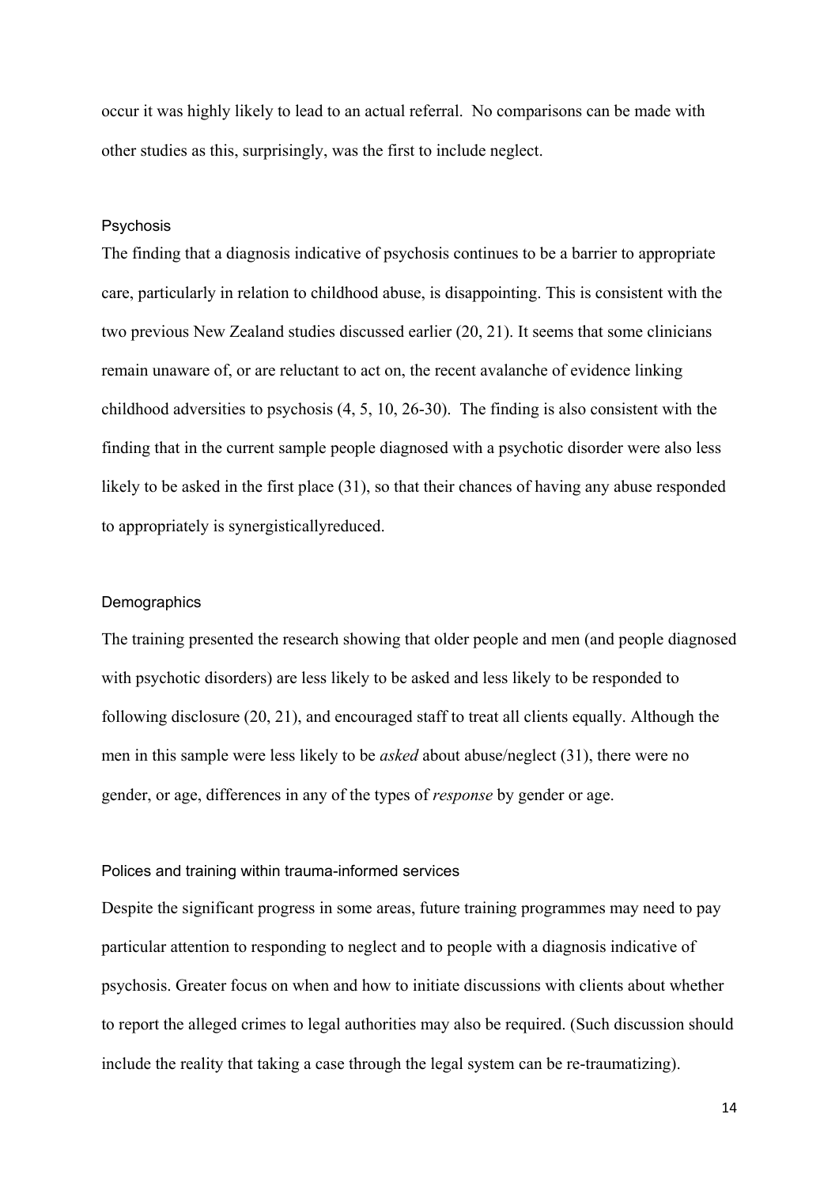occur it was highly likely to lead to an actual referral. No comparisons can be made with other studies as this, surprisingly, was the first to include neglect.

### Psychosis

The finding that a diagnosis indicative of psychosis continues to be a barrier to appropriate care, particularly in relation to childhood abuse, is disappointing. This is consistent with the two previous New Zealand studies discussed earlier (20, 21). It seems that some clinicians remain unaware of, or are reluctant to act on, the recent avalanche of evidence linking childhood adversities to psychosis (4, 5, 10, 26-30). The finding is also consistent with the finding that in the current sample people diagnosed with a psychotic disorder were also less likely to be asked in the first place (31), so that their chances of having any abuse responded to appropriately is synergisticallyreduced.

### Demographics

The training presented the research showing that older people and men (and people diagnosed with psychotic disorders) are less likely to be asked and less likely to be responded to following disclosure (20, 21), and encouraged staff to treat all clients equally. Although the men in this sample were less likely to be *asked* about abuse/neglect (31), there were no gender, or age, differences in any of the types of *response* by gender or age.

### Polices and training within trauma-informed services

Despite the significant progress in some areas, future training programmes may need to pay particular attention to responding to neglect and to people with a diagnosis indicative of psychosis. Greater focus on when and how to initiate discussions with clients about whether to report the alleged crimes to legal authorities may also be required. (Such discussion should include the reality that taking a case through the legal system can be re-traumatizing).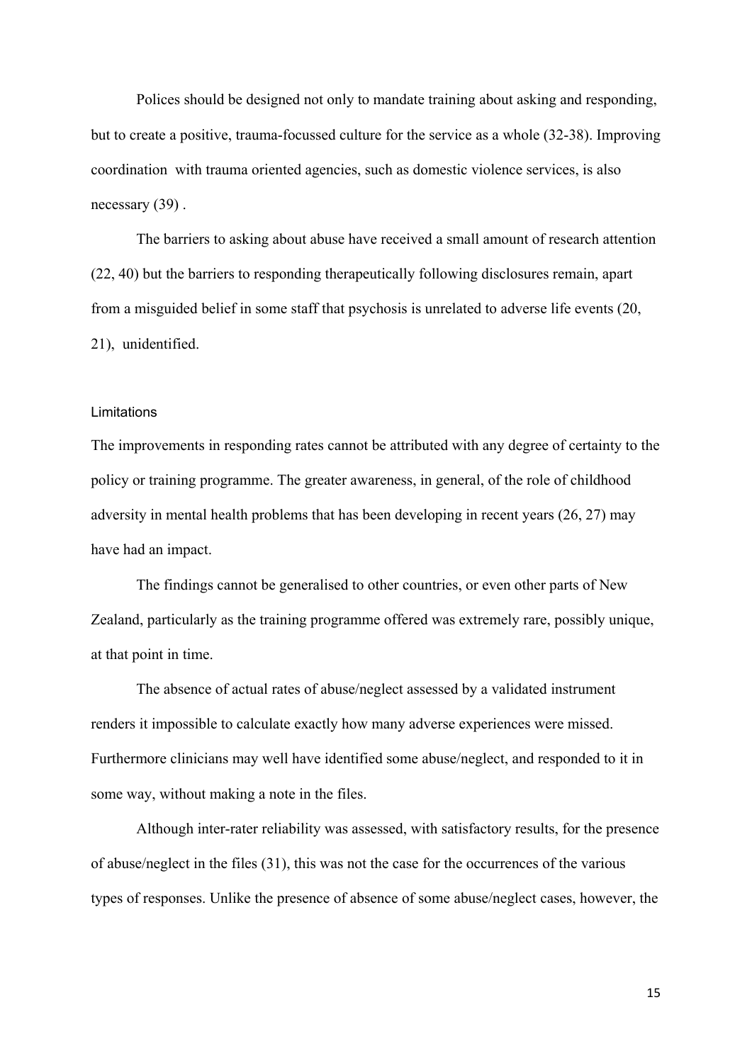Polices should be designed not only to mandate training about asking and responding, but to create a positive, trauma-focussed culture for the service as a whole (32-38). Improving coordination with trauma oriented agencies, such as domestic violence services, is also necessary (39) .

The barriers to asking about abuse have received a small amount of research attention (22, 40) but the barriers to responding therapeutically following disclosures remain, apart from a misguided belief in some staff that psychosis is unrelated to adverse life events (20, 21), unidentified.

### Limitations

The improvements in responding rates cannot be attributed with any degree of certainty to the policy or training programme. The greater awareness, in general, of the role of childhood adversity in mental health problems that has been developing in recent years (26, 27) may have had an impact.

The findings cannot be generalised to other countries, or even other parts of New Zealand, particularly as the training programme offered was extremely rare, possibly unique, at that point in time.

The absence of actual rates of abuse/neglect assessed by a validated instrument renders it impossible to calculate exactly how many adverse experiences were missed. Furthermore clinicians may well have identified some abuse/neglect, and responded to it in some way, without making a note in the files.

Although inter-rater reliability was assessed, with satisfactory results, for the presence of abuse/neglect in the files (31), this was not the case for the occurrences of the various types of responses. Unlike the presence of absence of some abuse/neglect cases, however, the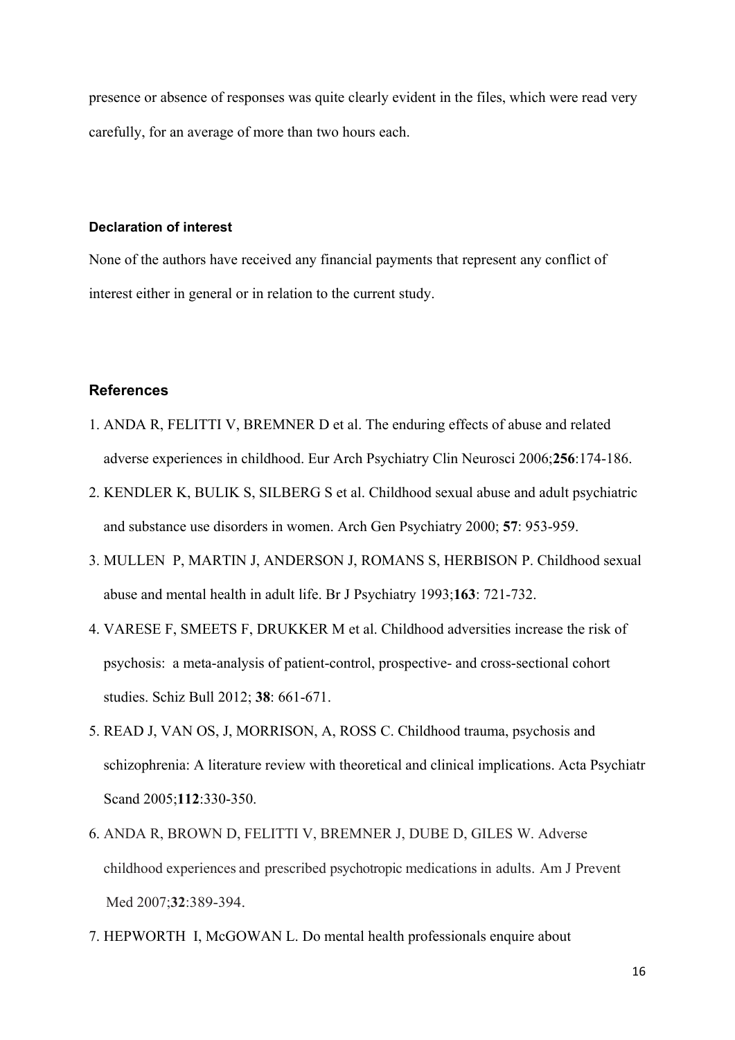presence or absence of responses was quite clearly evident in the files, which were read very carefully, for an average of more than two hours each.

#### Declaration of interest

None of the authors have received any financial payments that represent any conflict of interest either in general or in relation to the current study.

### References

1. ANDA R, FELITTI V, BREMNER D et al. The enduring effects of abuse and related adverse experiences in childhood. Eur Arch Psychiatry Clin Neurosci 2006;**256**:174-186.
2. KENDLER K, BULIK S, SILBERG S et al. Childhood sexual abuse and adult psychiatric and substance use disorders in women. Arch Gen Psychiatry 2000; **57**: 953-959.
3. MULLEN P, MARTIN J, ANDERSON J, ROMANS S, HERBISON P. Childhood sexual abuse and mental health in adult life. Br J Psychiatry 1993;**163**: 721-732.
4. VARESE F, SMEETS F, DRUKKER M et al. Childhood adversities increase the risk of psychosis: a meta-analysis of patient-control, prospective- and cross-sectional cohort studies. Schiz Bull 2012; **38**: 661-671.
5. READ J, VAN OS, J, MORRISON, A, ROSS C. Childhood trauma, psychosis and schizophrenia: A literature review with theoretical and clinical implications. Acta Psychiatr Scand 2005;**112**:330-350.
6. ANDA R, BROWN D, FELITTI V, BREMNER J, DUBE D, GILES W. Adverse childhood experiences and prescribed psychotropic medications in adults. Am J Prevent Med 2007;**32**:389-394.
7. HEPWORTH I, McGOWAN L. Do mental health professionals enquire about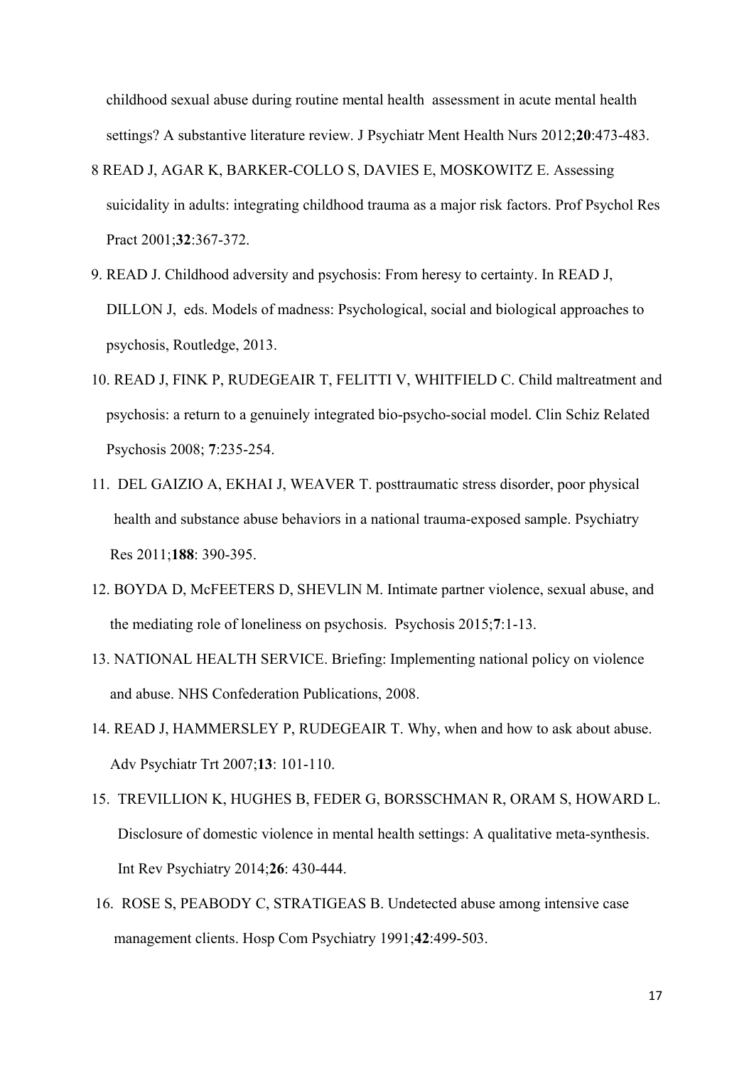childhood sexual abuse during routine mental health assessment in acute mental health settings? A substantive literature review. J Psychiatr Ment Health Nurs 2012;**20**:473-483.

8 READ J, AGAR K, BARKER-COLLO S, DAVIES E, MOSKOWITZ E. Assessing suicidality in adults: integrating childhood trauma as a major risk factors. Prof Psychol Res Pract 2001;**32**:367-372.

9. READ J. Childhood adversity and psychosis: From heresy to certainty. In READ J, DILLON J, eds. Models of madness: Psychological, social and biological approaches to psychosis, Routledge, 2013.

10. READ J, FINK P, RUDEGEAIR T, FELITTI V, WHITFIELD C. Child maltreatment and psychosis: a return to a genuinely integrated bio-psycho-social model. Clin Schiz Related Psychosis 2008; **7**:235-254.

11. DEL GAIZIO A, EKHAI J, WEAVER T. posttraumatic stress disorder, poor physical health and substance abuse behaviors in a national trauma-exposed sample. Psychiatry Res 2011;**188**: 390-395.

12. BOYDA D, McFEETERS D, SHEVLIN M. Intimate partner violence, sexual abuse, and the mediating role of loneliness on psychosis. Psychosis 2015;**7**:1-13.

13. NATIONAL HEALTH SERVICE. Briefing: Implementing national policy on violence and abuse. NHS Confederation Publications, 2008.

14. READ J, HAMMERSLEY P, RUDEGEAIR T. Why, when and how to ask about abuse. Adv Psychiatr Trt 2007;**13**: 101-110.

15. TREVILLION K, HUGHES B, FEDER G, BORSSCHMAN R, ORAM S, HOWARD L. Disclosure of domestic violence in mental health settings: A qualitative meta-synthesis. Int Rev Psychiatry 2014;**26**: 430-444.

16. ROSE S, PEABODY C, STRATIGEAS B. Undetected abuse among intensive case management clients. Hosp Com Psychiatry 1991;**42**:499-503.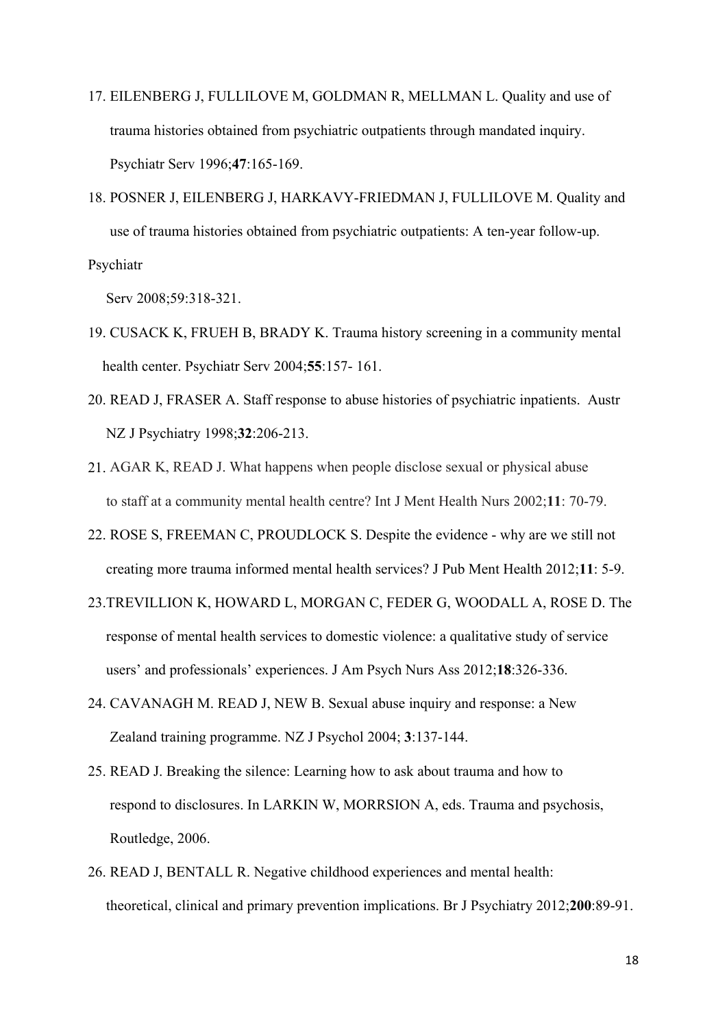17. EILENBERG J, FULLILOVE M, GOLDMAN R, MELLMAN L. Quality and use of trauma histories obtained from psychiatric outpatients through mandated inquiry. Psychiatr Serv 1996;**47**:165-169.

18. POSNER J, EILENBERG J, HARKAVY-FRIEDMAN J, FULLILOVE M. Quality and use of trauma histories obtained from psychiatric outpatients: A ten-year follow-up. Psychiatr Serv 2008;59:318-321.

19. CUSACK K, FRUEH B, BRADY K. Trauma history screening in a community mental health center. Psychiatr Serv 2004;**55**:157- 161.

20. READ J, FRASER A. Staff response to abuse histories of psychiatric inpatients. Austr NZ J Psychiatry 1998;**32**:206-213.

21. AGAR K, READ J. What happens when people disclose sexual or physical abuse to staff at a community mental health centre? Int J Ment Health Nurs 2002;**11**: 70-79.

22. ROSE S, FREEMAN C, PROUDLOCK S. Despite the evidence - why are we still not creating more trauma informed mental health services? J Pub Ment Health 2012;**11**: 5-9.

23. TREVILLION K, HOWARD L, MORGAN C, FEDER G, WOODALL A, ROSE D. The response of mental health services to domestic violence: a qualitative study of service users' and professionals' experiences. J Am Psych Nurs Ass 2012;**18**:326-336.

24. CAVANAGH M. READ J, NEW B. Sexual abuse inquiry and response: a New Zealand training programme. NZ J Psychol 2004; **3**:137-144.

25. READ J. Breaking the silence: Learning how to ask about trauma and how to respond to disclosures. In LARKIN W, MORRSION A, eds. Trauma and psychosis, Routledge, 2006.

26. READ J, BENTALL R. Negative childhood experiences and mental health: theoretical, clinical and primary prevention implications. Br J Psychiatry 2012;**200**:89-91.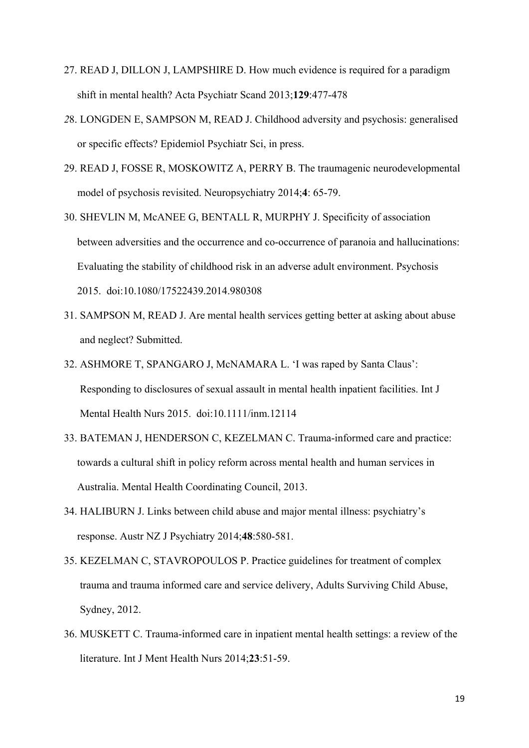27. READ J, DILLON J, LAMPSHIRE D. How much evidence is required for a paradigm shift in mental health? Acta Psychiatr Scand 2013;**129**:477-478

*28*. LONGDEN E, SAMPSON M, READ J. Childhood adversity and psychosis: generalised or specific effects? Epidemiol Psychiatr Sci, in press.

29. READ J, FOSSE R, MOSKOWITZ A, PERRY B. The traumagenic neurodevelopmental model of psychosis revisited. Neuropsychiatry 2014;**4**: 65-79.

30. SHEVLIN M, McANEE G, BENTALL R, MURPHY J. Specificity of association between adversities and the occurrence and co-occurrence of paranoia and hallucinations: Evaluating the stability of childhood risk in an adverse adult environment. Psychosis 2015. doi:10.1080/17522439.2014.980308

31. SAMPSON M, READ J. Are mental health services getting better at asking about abuse and neglect? Submitted.

32. ASHMORE T, SPANGARO J, McNAMARA L. 'I was raped by Santa Claus': Responding to disclosures of sexual assault in mental health inpatient facilities. Int J Mental Health Nurs 2015. doi:10.1111/inm.12114

33. BATEMAN J, HENDERSON C, KEZELMAN C. Trauma-informed care and practice: towards a cultural shift in policy reform across mental health and human services in Australia. Mental Health Coordinating Council, 2013.

34. HALIBURN J. Links between child abuse and major mental illness: psychiatry's response. Austr NZ J Psychiatry 2014;**48**:580-581.

35. KEZELMAN C, STAVROPOULOS P. Practice guidelines for treatment of complex trauma and trauma informed care and service delivery, Adults Surviving Child Abuse, Sydney, 2012.

36. MUSKETT C. Trauma-informed care in inpatient mental health settings: a review of the literature. Int J Ment Health Nurs 2014;**23**:51-59.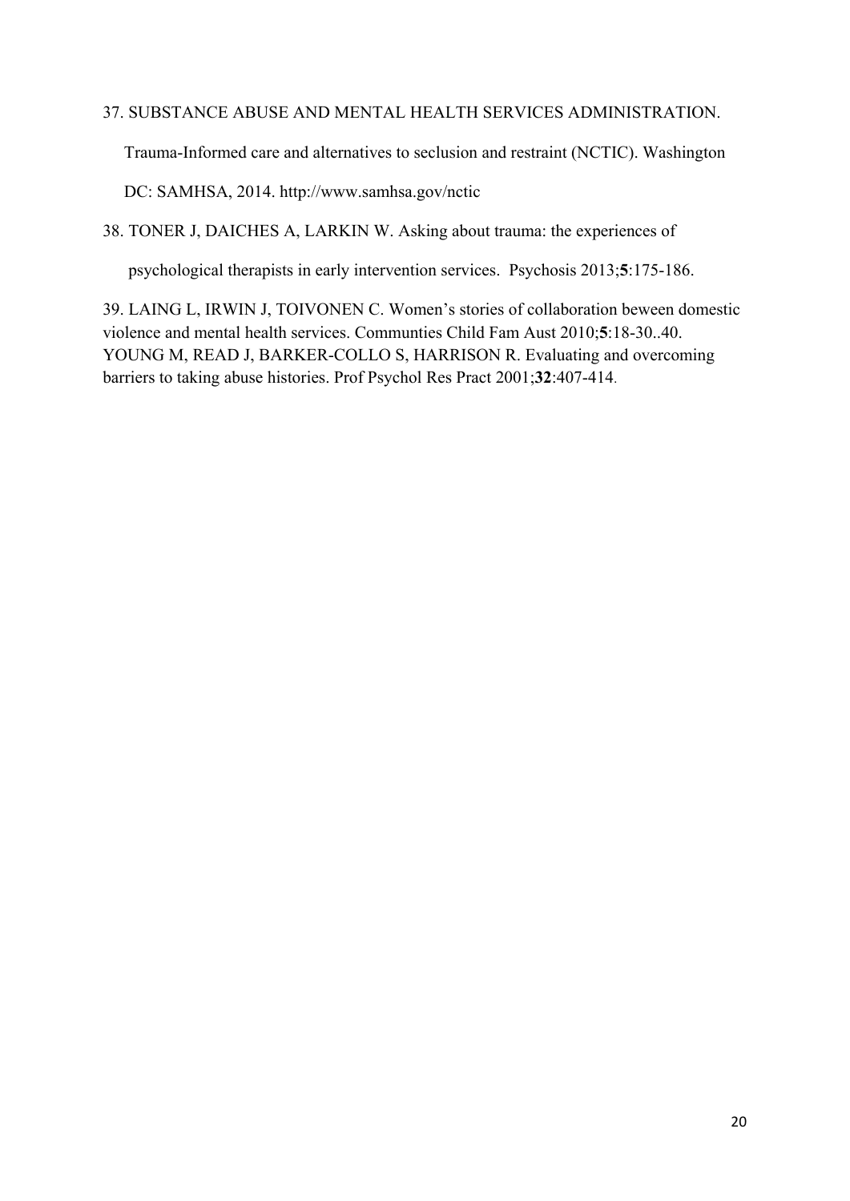37. SUBSTANCE ABUSE AND MENTAL HEALTH SERVICES ADMINISTRATION. Trauma-Informed care and alternatives to seclusion and restraint (NCTIC). Washington DC: SAMHSA, 2014. http://www.samhsa.gov/nctic

38. TONER J, DAICHES A, LARKIN W. Asking about trauma: the experiences of psychological therapists in early intervention services. Psychosis 2013;**5**:175-186.

39. LAING L, IRWIN J, TOIVONEN C. Women's stories of collaboration beween domestic violence and mental health services. Communties Child Fam Aust 2010;**5**:18-30..40. YOUNG M, READ J, BARKER-COLLO S, HARRISON R. Evaluating and overcoming barriers to taking abuse histories. Prof Psychol Res Pract 2001;**32**:407-414.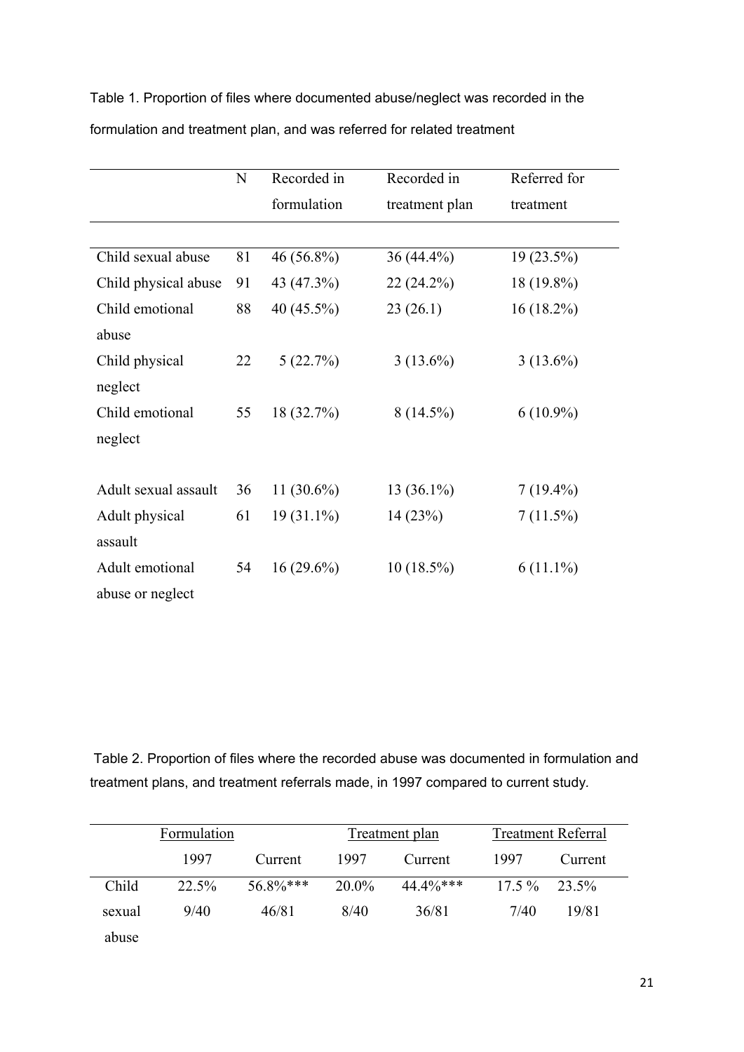Table 1. Proportion of files where documented abuse/neglect was recorded in the formulation and treatment plan, and was referred for related treatment

| | N | Recorded in formulation | Recorded in treatment plan | Referred for treatment |
|---|---|---|---|---|
| Child sexual abuse | 81 | 46 (56.8%) | 36 (44.4%) | 19 (23.5%) |
| Child physical abuse | 91 | 43 (47.3%) | 22 (24.2%) | 18 (19.8%) |
| Child emotional abuse | 88 | 40 (45.5%) | 23 (26.1) | 16 (18.2%) |
| Child physical neglect | 22 | 5 (22.7%) | 3 (13.6%) | 3 (13.6%) |
| Child emotional neglect | 55 | 18 (32.7%) | 8 (14.5%) | 6 (10.9%) |
| Adult sexual assault | 36 | 11 (30.6%) | 13 (36.1%) | 7 (19.4%) |
| Adult physical assault | 61 | 19 (31.1%) | 14 (23%) | 7 (11.5%) |
| Adult emotional abuse or neglect | 54 | 16 (29.6%) | 10 (18.5%) | 6 (11.1%) |

Table 2. Proportion of files where the recorded abuse was documented in formulation and treatment plans, and treatment referrals made, in 1997 compared to current study.

| | Formulation | | Treatment plan | | Treatment Referral | |
|---|---|---|---|---|---|---|
| | 1997 | Current | 1997 | Current | 1997 | Current |
| Child sexual abuse | 22.5% 9/40 | 56.8%*** 46/81 | 20.0% 8/40 | 44.4%*** 36/81 | 17.5 % 7/40 | 23.5% 19/81 |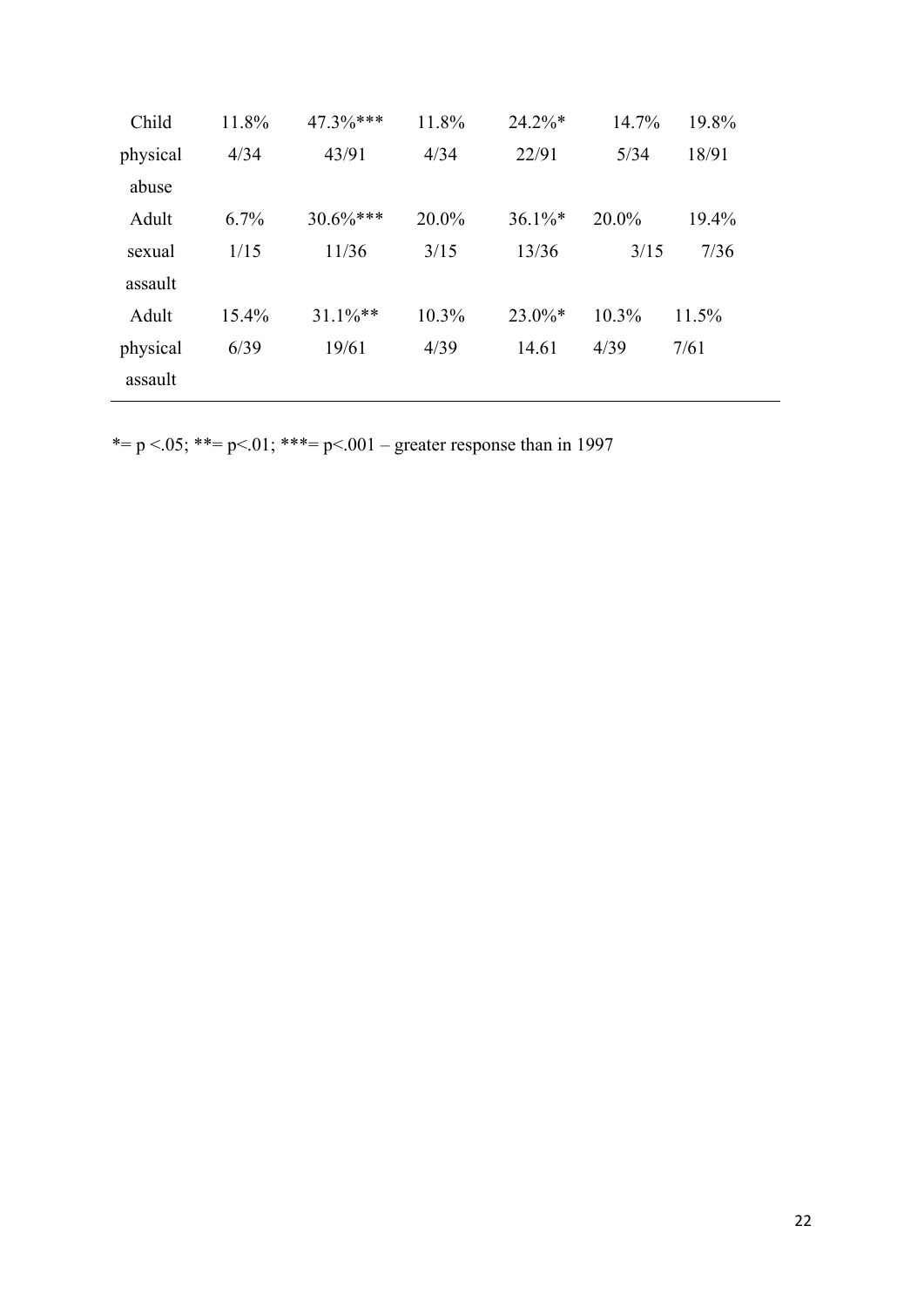| | | | | | | |
|---|---|---|---|---|---|---|
| Child physical abuse | 11.8% 4/34 | 47.3%*** 43/91 | 11.8% 4/34 | 24.2%* 22/91 | 14.7% 5/34 | 19.8% 18/91 |
| Adult sexual assault | 6.7% 1/15 | 30.6%*** 11/36 | 20.0% 3/15 | 36.1%* 13/36 | 20.0% 3/15 | 19.4% 7/36 |
| Adult physical assault | 15.4% 6/39 | 31.1%** 19/61 | 10.3% 4/39 | 23.0%* 14.61 | 10.3% 4/39 | 11.5% 7/61 |

*= p <.05; **= p<.01; ***= p<.001 – greater response than in 1997